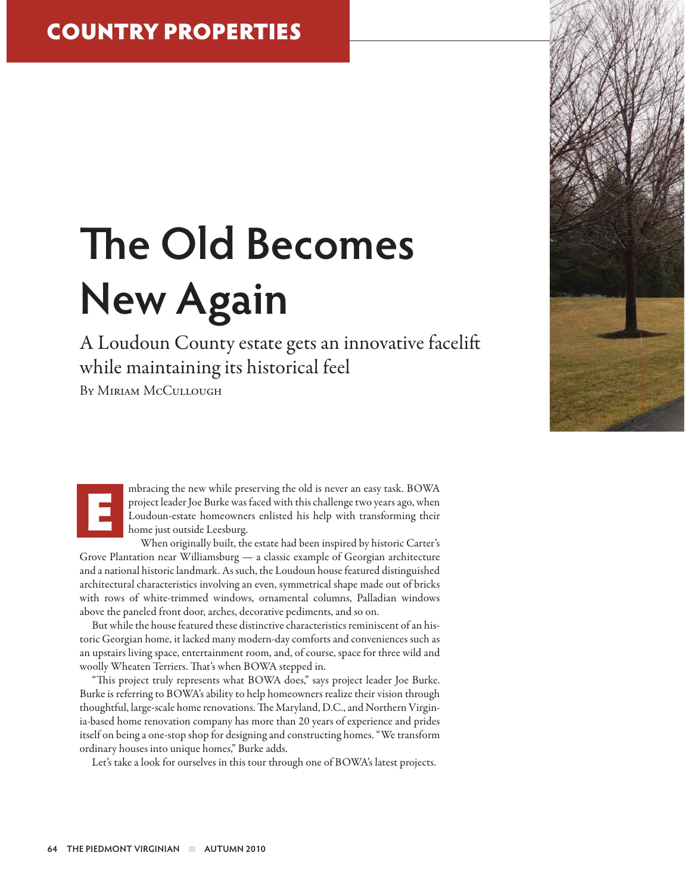COUNTRY PROPERTIES

# The Old Becomes New Again

## A Loudoun County estate gets an innovative facelift while maintaining its historical feel

By Miriam McCullough

Embracing the new while preserving the old is never an easy task. BOWA project leader Joe Burke was faced with this challenge two years ago, when Loudoun-estate homeowners enlisted his help with transforming their home just outside Leesburg.

When originally built, the estate had been inspired by historic Carter's Grove Plantation near Williamsburg — a classic example of Georgian architecture and a national historic landmark. As such, the Loudoun house featured distinguished architectural characteristics involving an even, symmetrical shape made out of bricks with rows of white-trimmed windows, ornamental columns, Palladian windows above the paneled front door, arches, decorative pediments, and so on.

But while the house featured these distinctive characteristics reminiscent of an historic Georgian home, it lacked many modern-day comforts and conveniences such as an upstairs living space, entertainment room, and, of course, space for three wild and woolly Wheaten Terriers. That's when BOWA stepped in.

"This project truly represents what BOWA does," says project leader Joe Burke. Burke is referring to BOWA's ability to help homeowners realize their vision through thoughtful, large-scale home renovations. The Maryland, D.C., and Northern Virginia-based home renovation company has more than 20 years of experience and prides itself on being a one-stop shop for designing and constructing homes. "We transform ordinary houses into unique homes," Burke adds.

Let's take a look for ourselves in this tour through one of BOWA's latest projects.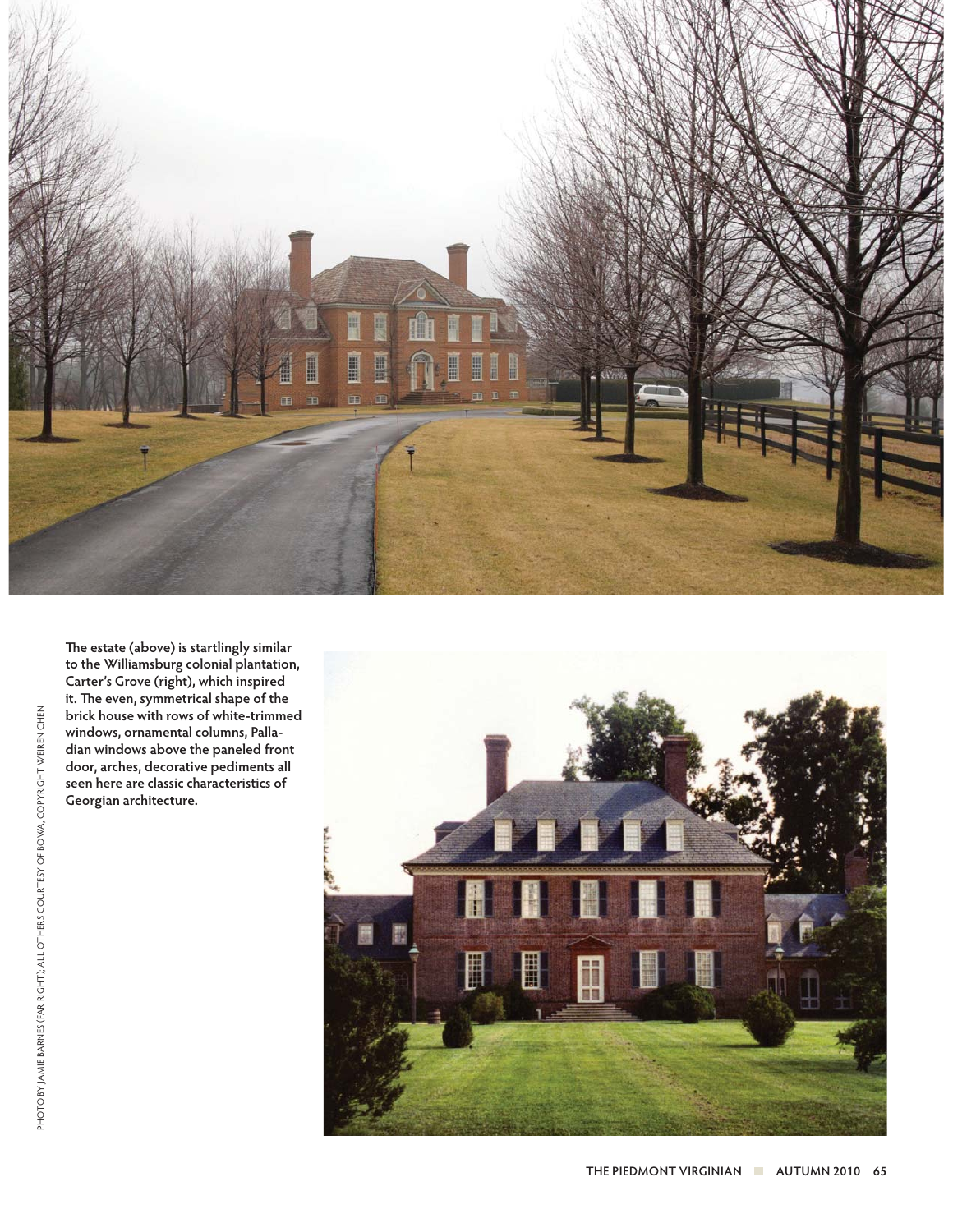The estate (above) is startlingly similar to the Williamsburg colonial plantation, Carter's Grove (right), which inspired it. The even, symmetrical shape of the brick house with rows of white-trimmed windows, ornamental columns, Palladian windows above the paneled front door, arches, decorative pediments all seen here are classic characteristics of Georgian architecture.

PHOTO BY JAMIE BARNES (FAR RIGHT); ALL OTHERS COURTESY OF BOWA, COPYRIGHT WEIREN CHEN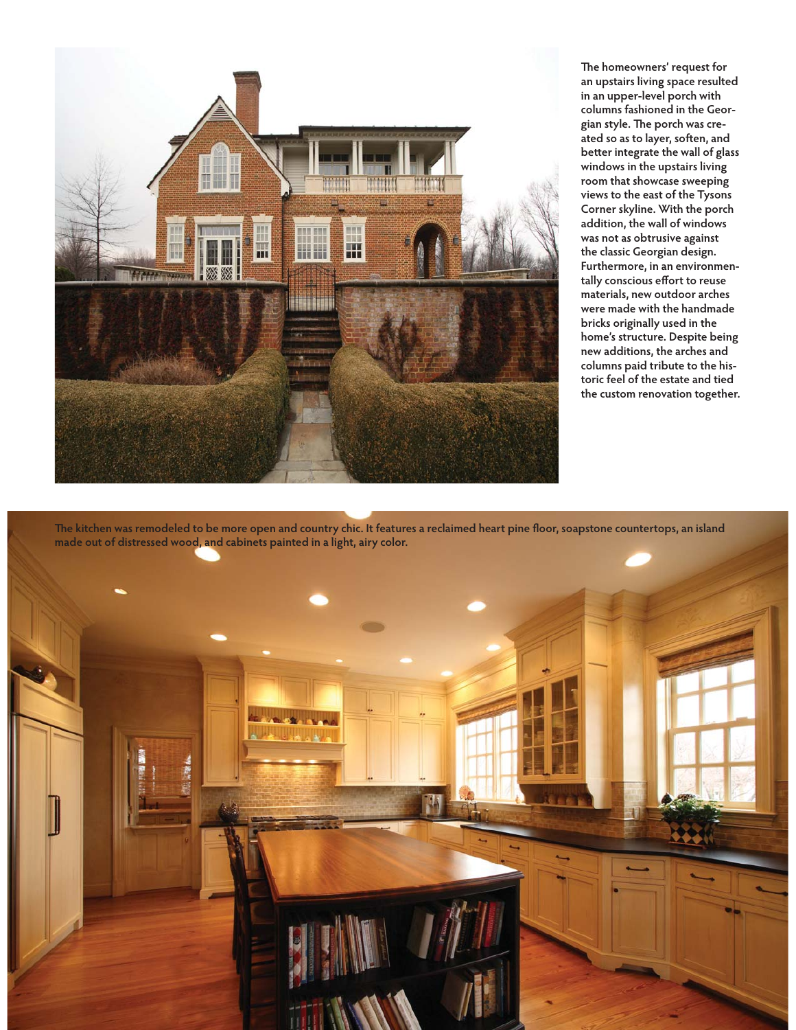The homeowners' request for an upstairs living space resulted in an upper-level porch with columns fashioned in the Georgian style. The porch was created so as to layer, soften, and better integrate the wall of glass windows in the upstairs living room that showcase sweeping views to the east of the Tysons Corner skyline. With the porch addition, the wall of windows was not as obtrusive against the classic Georgian design. Furthermore, in an environmentally conscious effort to reuse materials, new outdoor arches were made with the handmade bricks originally used in the home's structure. Despite being new additions, the arches and columns paid tribute to the historic feel of the estate and tied the custom renovation together.

The kitchen was remodeled to be more open and country chic. It features a reclaimed heart pine floor, soapstone countertops, an island made out of distressed wood, and cabinets painted in a light, airy color.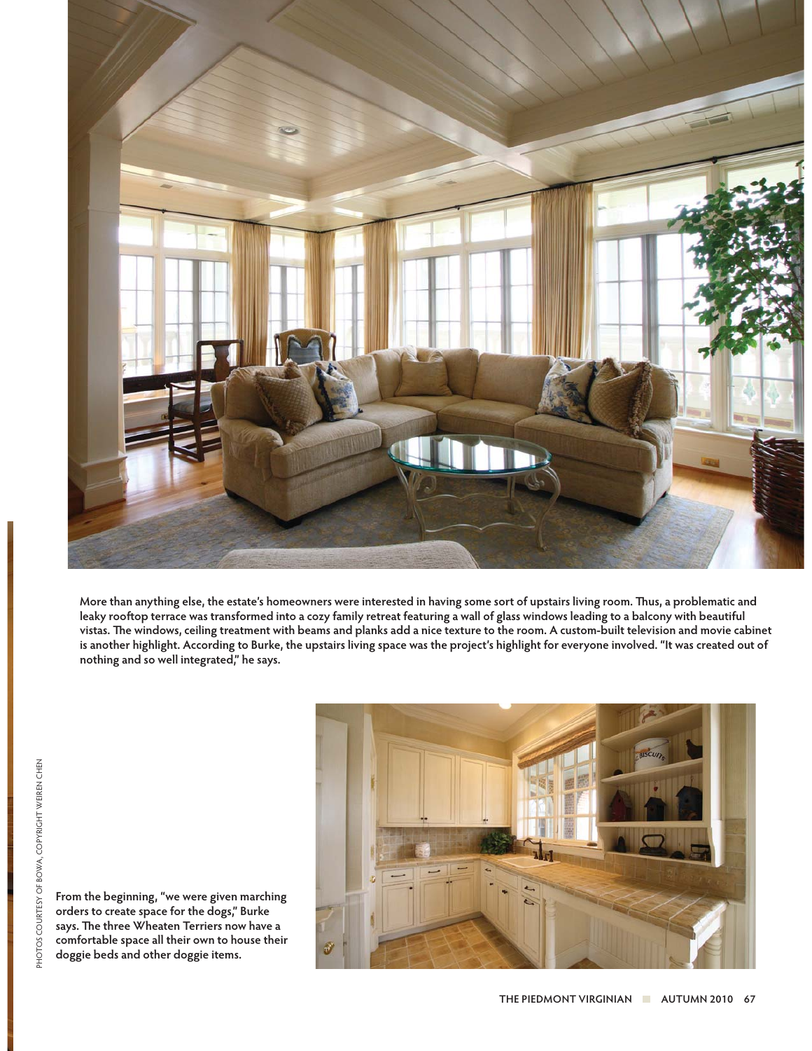More than anything else, the estate's homeowners were interested in having some sort of upstairs living room. Thus, a problematic and leaky rooftop terrace was transformed into a cozy family retreat featuring a wall of glass windows leading to a balcony with beautiful vistas. The windows, ceiling treatment with beams and planks add a nice texture to the room. A custom-built television and movie cabinet is another highlight. According to Burke, the upstairs living space was the project's highlight for everyone involved. "It was created out of nothing and so well integrated," he says.

From the beginning, "we were given marching orders to create space for the dogs," Burke says. The three Wheaten Terriers now have a comfortable space all their own to house their doggie beds and other doggie items.

PHOTOS COURTESY OF BOWA, COPYRIGHT WEIREN CHEN